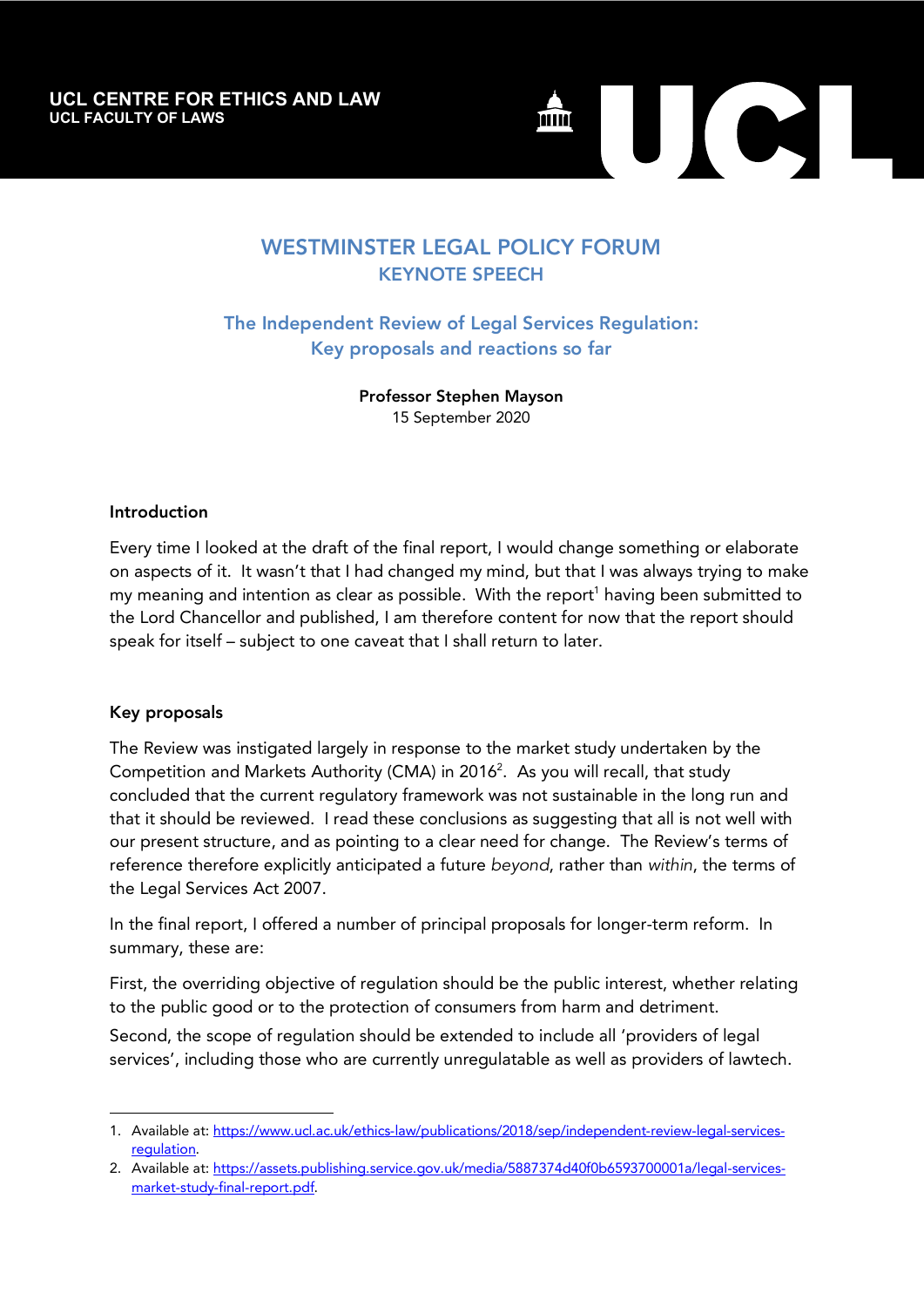UCL CENTRE FOR ETHICS AND LAW
UCL FACULTY OF LAWS

# WESTMINSTER LEGAL POLICY FORUM
## KEYNOTE SPEECH

## The Independent Review of Legal Services Regulation: Key proposals and reactions so far

**Professor Stephen Mayson**
15 September 2020

### Introduction

Every time I looked at the draft of the final report, I would change something or elaborate on aspects of it. It wasn't that I had changed my mind, but that I was always trying to make my meaning and intention as clear as possible. With the report[1] having been submitted to the Lord Chancellor and published, I am therefore content for now that the report should speak for itself – subject to one caveat that I shall return to later.

### Key proposals

The Review was instigated largely in response to the market study undertaken by the Competition and Markets Authority (CMA) in 2016[2]. As you will recall, that study concluded that the current regulatory framework was not sustainable in the long run and that it should be reviewed. I read these conclusions as suggesting that all is not well with our present structure, and as pointing to a clear need for change. The Review's terms of reference therefore explicitly anticipated a future *beyond*, rather than *within*, the terms of the Legal Services Act 2007.

In the final report, I offered a number of principal proposals for longer-term reform. In summary, these are:

First, the overriding objective of regulation should be the public interest, whether relating to the public good or to the protection of consumers from harm and detriment.

Second, the scope of regulation should be extended to include all 'providers of legal services', including those who are currently unregulatable as well as providers of lawtech.

---

1. Available at: https://www.ucl.ac.uk/ethics-law/publications/2018/sep/independent-review-legal-services-regulation.
2. Available at: https://assets.publishing.service.gov.uk/media/5887374d40f0b6593700001a/legal-services-market-study-final-report.pdf.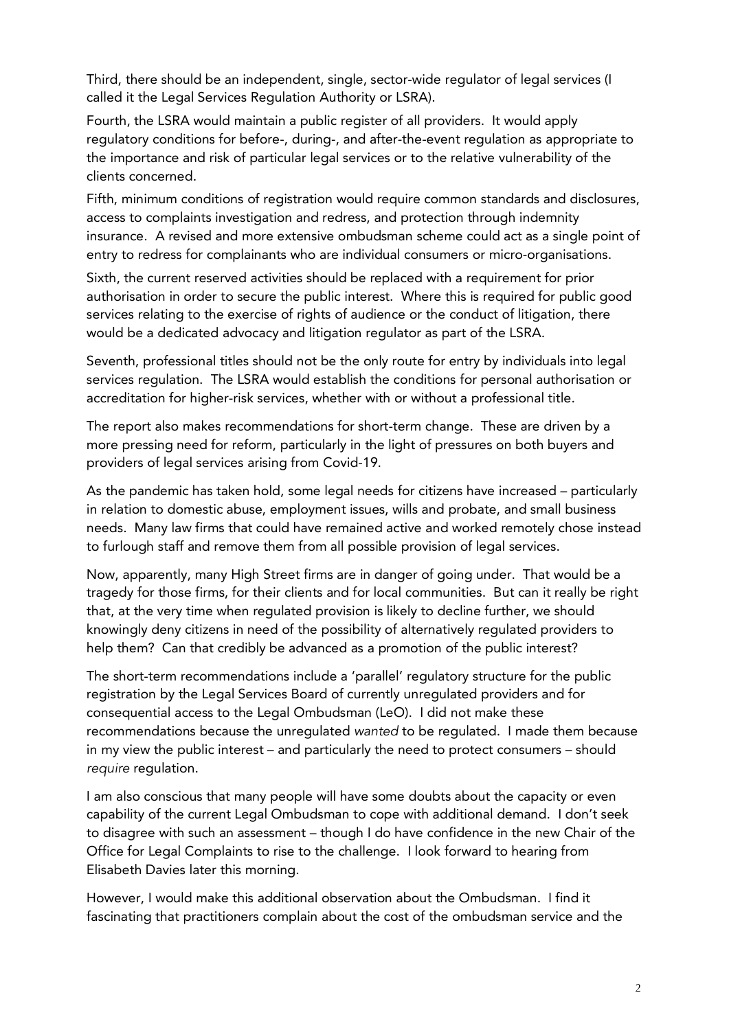Third, there should be an independent, single, sector-wide regulator of legal services (I called it the Legal Services Regulation Authority or LSRA).

Fourth, the LSRA would maintain a public register of all providers. It would apply regulatory conditions for before-, during-, and after-the-event regulation as appropriate to the importance and risk of particular legal services or to the relative vulnerability of the clients concerned.

Fifth, minimum conditions of registration would require common standards and disclosures, access to complaints investigation and redress, and protection through indemnity insurance. A revised and more extensive ombudsman scheme could act as a single point of entry to redress for complainants who are individual consumers or micro-organisations.

Sixth, the current reserved activities should be replaced with a requirement for prior authorisation in order to secure the public interest. Where this is required for public good services relating to the exercise of rights of audience or the conduct of litigation, there would be a dedicated advocacy and litigation regulator as part of the LSRA.

Seventh, professional titles should not be the only route for entry by individuals into legal services regulation. The LSRA would establish the conditions for personal authorisation or accreditation for higher-risk services, whether with or without a professional title.

The report also makes recommendations for short-term change. These are driven by a more pressing need for reform, particularly in the light of pressures on both buyers and providers of legal services arising from Covid-19.

As the pandemic has taken hold, some legal needs for citizens have increased – particularly in relation to domestic abuse, employment issues, wills and probate, and small business needs. Many law firms that could have remained active and worked remotely chose instead to furlough staff and remove them from all possible provision of legal services.

Now, apparently, many High Street firms are in danger of going under. That would be a tragedy for those firms, for their clients and for local communities. But can it really be right that, at the very time when regulated provision is likely to decline further, we should knowingly deny citizens in need of the possibility of alternatively regulated providers to help them? Can that credibly be advanced as a promotion of the public interest?

The short-term recommendations include a 'parallel' regulatory structure for the public registration by the Legal Services Board of currently unregulated providers and for consequential access to the Legal Ombudsman (LeO). I did not make these recommendations because the unregulated *wanted* to be regulated. I made them because in my view the public interest – and particularly the need to protect consumers – should *require* regulation.

I am also conscious that many people will have some doubts about the capacity or even capability of the current Legal Ombudsman to cope with additional demand. I don't seek to disagree with such an assessment – though I do have confidence in the new Chair of the Office for Legal Complaints to rise to the challenge. I look forward to hearing from Elisabeth Davies later this morning.

However, I would make this additional observation about the Ombudsman. I find it fascinating that practitioners complain about the cost of the ombudsman service and the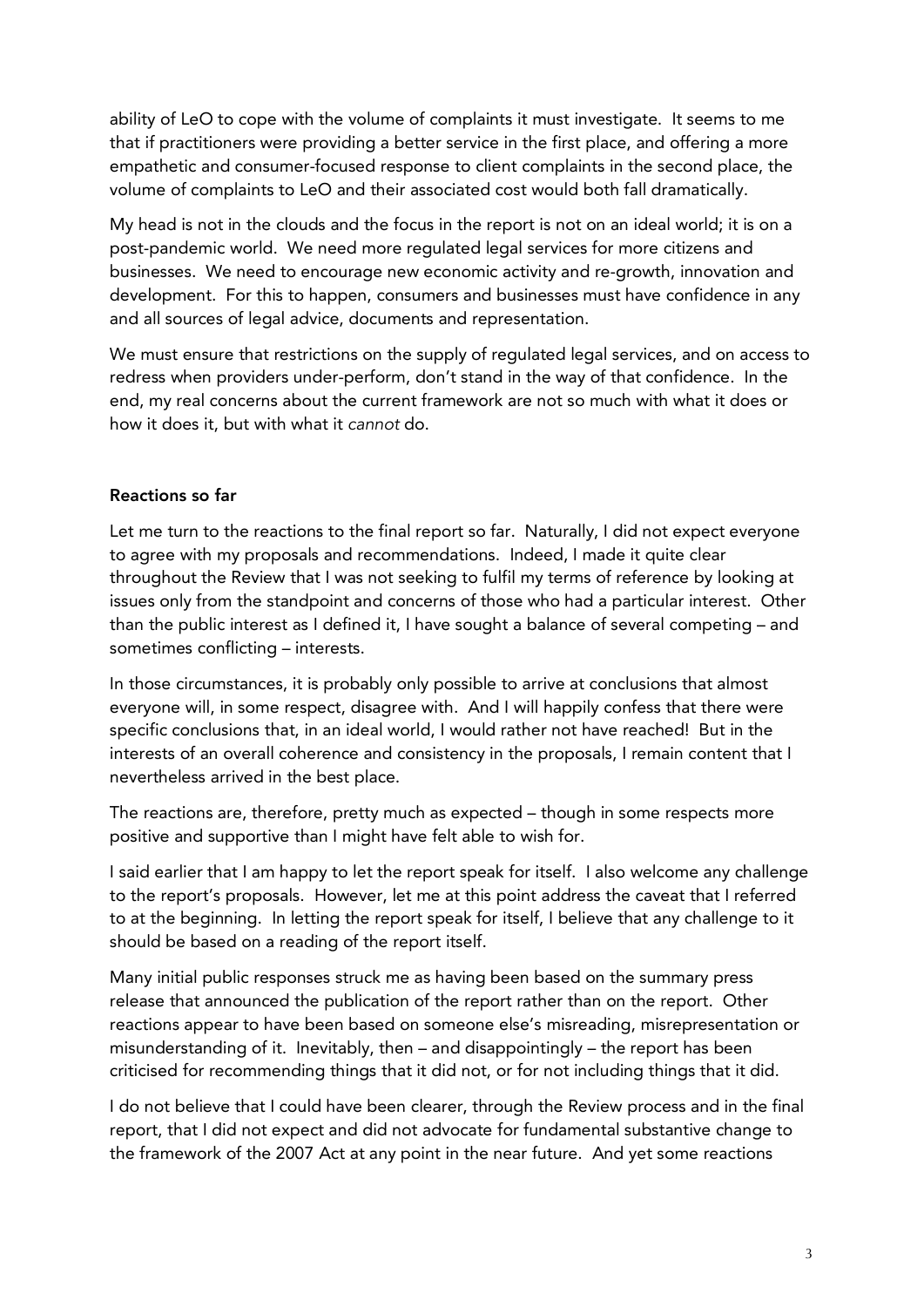ability of LeO to cope with the volume of complaints it must investigate. It seems to me that if practitioners were providing a better service in the first place, and offering a more empathetic and consumer-focused response to client complaints in the second place, the volume of complaints to LeO and their associated cost would both fall dramatically.

My head is not in the clouds and the focus in the report is not on an ideal world; it is on a post-pandemic world. We need more regulated legal services for more citizens and businesses. We need to encourage new economic activity and re-growth, innovation and development. For this to happen, consumers and businesses must have confidence in any and all sources of legal advice, documents and representation.

We must ensure that restrictions on the supply of regulated legal services, and on access to redress when providers under-perform, don't stand in the way of that confidence. In the end, my real concerns about the current framework are not so much with what it does or how it does it, but with what it *cannot* do.

**Reactions so far**

Let me turn to the reactions to the final report so far. Naturally, I did not expect everyone to agree with my proposals and recommendations. Indeed, I made it quite clear throughout the Review that I was not seeking to fulfil my terms of reference by looking at issues only from the standpoint and concerns of those who had a particular interest. Other than the public interest as I defined it, I have sought a balance of several competing – and sometimes conflicting – interests.

In those circumstances, it is probably only possible to arrive at conclusions that almost everyone will, in some respect, disagree with. And I will happily confess that there were specific conclusions that, in an ideal world, I would rather not have reached! But in the interests of an overall coherence and consistency in the proposals, I remain content that I nevertheless arrived in the best place.

The reactions are, therefore, pretty much as expected – though in some respects more positive and supportive than I might have felt able to wish for.

I said earlier that I am happy to let the report speak for itself. I also welcome any challenge to the report's proposals. However, let me at this point address the caveat that I referred to at the beginning. In letting the report speak for itself, I believe that any challenge to it should be based on a reading of the report itself.

Many initial public responses struck me as having been based on the summary press release that announced the publication of the report rather than on the report. Other reactions appear to have been based on someone else's misreading, misrepresentation or misunderstanding of it. Inevitably, then – and disappointingly – the report has been criticised for recommending things that it did not, or for not including things that it did.

I do not believe that I could have been clearer, through the Review process and in the final report, that I did not expect and did not advocate for fundamental substantive change to the framework of the 2007 Act at any point in the near future. And yet some reactions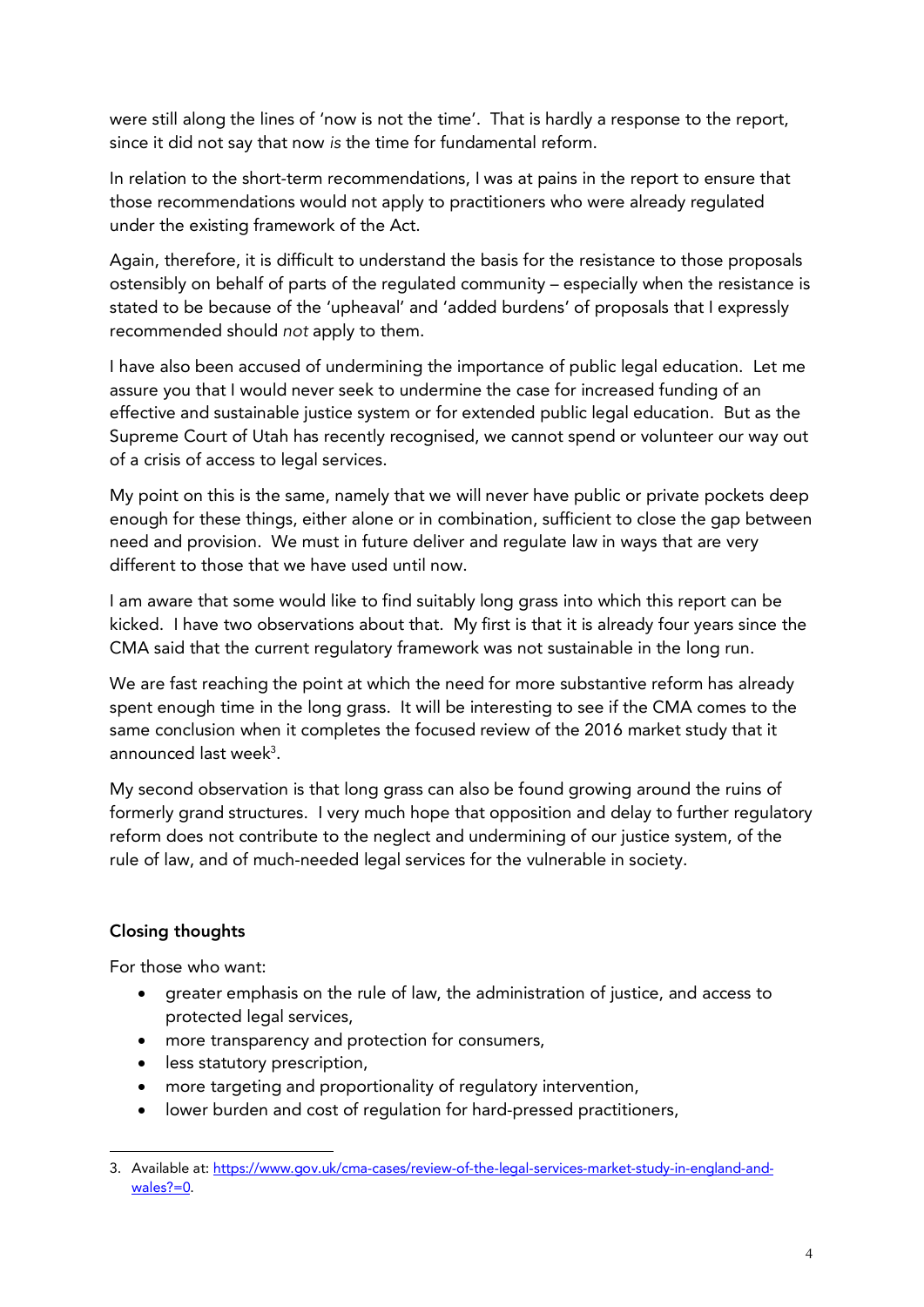were still along the lines of 'now is not the time'. That is hardly a response to the report, since it did not say that now *is* the time for fundamental reform.

In relation to the short-term recommendations, I was at pains in the report to ensure that those recommendations would not apply to practitioners who were already regulated under the existing framework of the Act.

Again, therefore, it is difficult to understand the basis for the resistance to those proposals ostensibly on behalf of parts of the regulated community – especially when the resistance is stated to be because of the 'upheaval' and 'added burdens' of proposals that I expressly recommended should *not* apply to them.

I have also been accused of undermining the importance of public legal education. Let me assure you that I would never seek to undermine the case for increased funding of an effective and sustainable justice system or for extended public legal education. But as the Supreme Court of Utah has recently recognised, we cannot spend or volunteer our way out of a crisis of access to legal services.

My point on this is the same, namely that we will never have public or private pockets deep enough for these things, either alone or in combination, sufficient to close the gap between need and provision. We must in future deliver and regulate law in ways that are very different to those that we have used until now.

I am aware that some would like to find suitably long grass into which this report can be kicked. I have two observations about that. My first is that it is already four years since the CMA said that the current regulatory framework was not sustainable in the long run.

We are fast reaching the point at which the need for more substantive reform has already spent enough time in the long grass. It will be interesting to see if the CMA comes to the same conclusion when it completes the focused review of the 2016 market study that it announced last week[3].

My second observation is that long grass can also be found growing around the ruins of formerly grand structures. I very much hope that opposition and delay to further regulatory reform does not contribute to the neglect and undermining of our justice system, of the rule of law, and of much-needed legal services for the vulnerable in society.

## Closing thoughts

For those who want:

- greater emphasis on the rule of law, the administration of justice, and access to protected legal services,
- more transparency and protection for consumers,
- less statutory prescription,
- more targeting and proportionality of regulatory intervention,
- lower burden and cost of regulation for hard-pressed practitioners,

3. Available at: https://www.gov.uk/cma-cases/review-of-the-legal-services-market-study-in-england-and-wales?=0.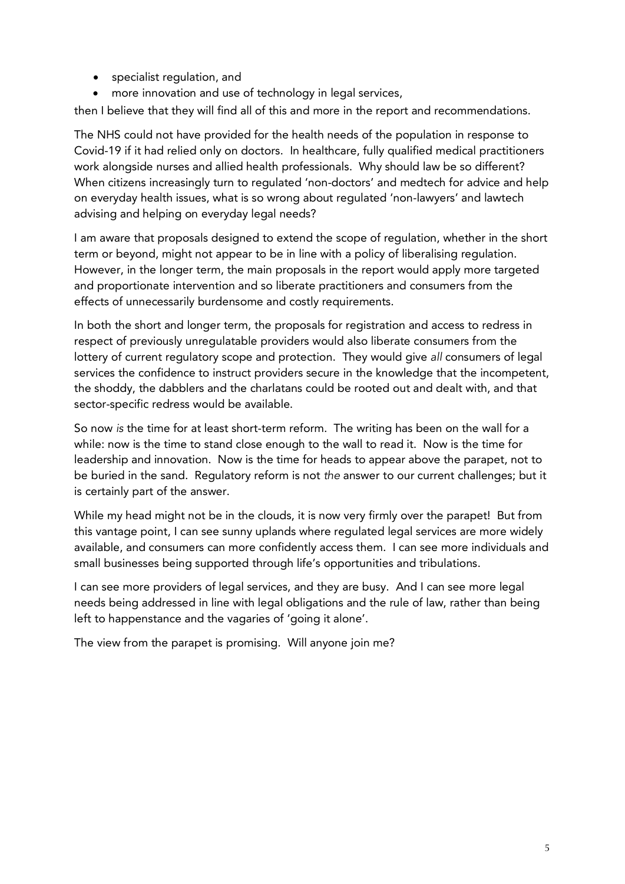- specialist regulation, and
- more innovation and use of technology in legal services,

then I believe that they will find all of this and more in the report and recommendations.

The NHS could not have provided for the health needs of the population in response to Covid-19 if it had relied only on doctors. In healthcare, fully qualified medical practitioners work alongside nurses and allied health professionals. Why should law be so different? When citizens increasingly turn to regulated 'non-doctors' and medtech for advice and help on everyday health issues, what is so wrong about regulated 'non-lawyers' and lawtech advising and helping on everyday legal needs?

I am aware that proposals designed to extend the scope of regulation, whether in the short term or beyond, might not appear to be in line with a policy of liberalising regulation. However, in the longer term, the main proposals in the report would apply more targeted and proportionate intervention and so liberate practitioners and consumers from the effects of unnecessarily burdensome and costly requirements.

In both the short and longer term, the proposals for registration and access to redress in respect of previously unregulatable providers would also liberate consumers from the lottery of current regulatory scope and protection. They would give *all* consumers of legal services the confidence to instruct providers secure in the knowledge that the incompetent, the shoddy, the dabblers and the charlatans could be rooted out and dealt with, and that sector-specific redress would be available.

So now *is* the time for at least short-term reform. The writing has been on the wall for a while: now is the time to stand close enough to the wall to read it. Now is the time for leadership and innovation. Now is the time for heads to appear above the parapet, not to be buried in the sand. Regulatory reform is not *the* answer to our current challenges; but it is certainly part of the answer.

While my head might not be in the clouds, it is now very firmly over the parapet! But from this vantage point, I can see sunny uplands where regulated legal services are more widely available, and consumers can more confidently access them. I can see more individuals and small businesses being supported through life's opportunities and tribulations.

I can see more providers of legal services, and they are busy. And I can see more legal needs being addressed in line with legal obligations and the rule of law, rather than being left to happenstance and the vagaries of 'going it alone'.

The view from the parapet is promising. Will anyone join me?